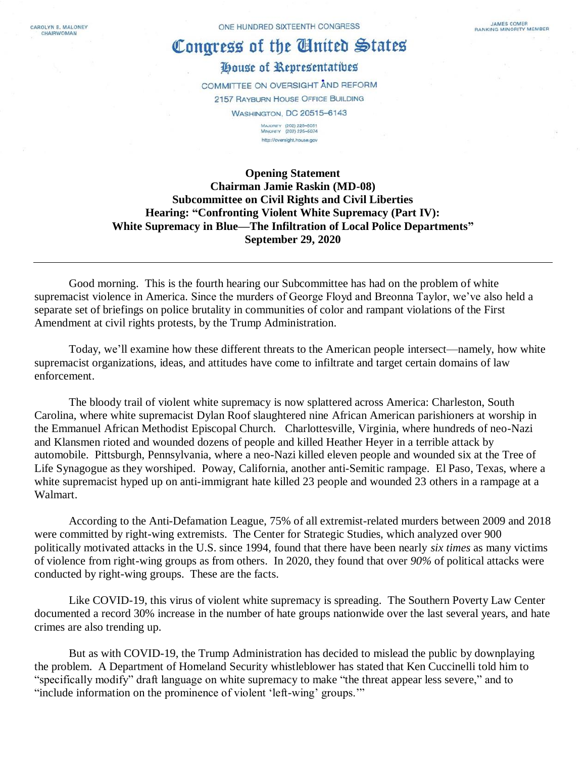CAROLYN B. MALONEY
CHAIRWOMAN

ONE HUNDRED SIXTEENTH CONGRESS

JAMES COMER
RANKING MINORITY MEMBER

# Congress of the United States

## House of Representatives

COMMITTEE ON OVERSIGHT AND REFORM
2157 RAYBURN HOUSE OFFICE BUILDING
WASHINGTON, DC 20515–6143

MAJORITY (202) 225–5051
MINORITY (202) 225–5074
http://oversight.house.gov

**Opening Statement**
**Chairman Jamie Raskin (MD-08)**
**Subcommittee on Civil Rights and Civil Liberties**
**Hearing: "Confronting Violent White Supremacy (Part IV): White Supremacy in Blue—The Infiltration of Local Police Departments"**
**September 29, 2020**

---

Good morning. This is the fourth hearing our Subcommittee has had on the problem of white supremacist violence in America. Since the murders of George Floyd and Breonna Taylor, we've also held a separate set of briefings on police brutality in communities of color and rampant violations of the First Amendment at civil rights protests, by the Trump Administration.

Today, we'll examine how these different threats to the American people intersect—namely, how white supremacist organizations, ideas, and attitudes have come to infiltrate and target certain domains of law enforcement.

The bloody trail of violent white supremacy is now splattered across America: Charleston, South Carolina, where white supremacist Dylan Roof slaughtered nine African American parishioners at worship in the Emmanuel African Methodist Episcopal Church. Charlottesville, Virginia, where hundreds of neo-Nazi and Klansmen rioted and wounded dozens of people and killed Heather Heyer in a terrible attack by automobile. Pittsburgh, Pennsylvania, where a neo-Nazi killed eleven people and wounded six at the Tree of Life Synagogue as they worshiped. Poway, California, another anti-Semitic rampage. El Paso, Texas, where a white supremacist hyped up on anti-immigrant hate killed 23 people and wounded 23 others in a rampage at a Walmart.

According to the Anti-Defamation League, 75% of all extremist-related murders between 2009 and 2018 were committed by right-wing extremists. The Center for Strategic Studies, which analyzed over 900 politically motivated attacks in the U.S. since 1994, found that there have been nearly *six times* as many victims of violence from right-wing groups as from others. In 2020, they found that over *90%* of political attacks were conducted by right-wing groups. These are the facts.

Like COVID-19, this virus of violent white supremacy is spreading. The Southern Poverty Law Center documented a record 30% increase in the number of hate groups nationwide over the last several years, and hate crimes are also trending up.

But as with COVID-19, the Trump Administration has decided to mislead the public by downplaying the problem. A Department of Homeland Security whistleblower has stated that Ken Cuccinelli told him to "specifically modify" draft language on white supremacy to make "the threat appear less severe," and to "include information on the prominence of violent 'left-wing' groups.'"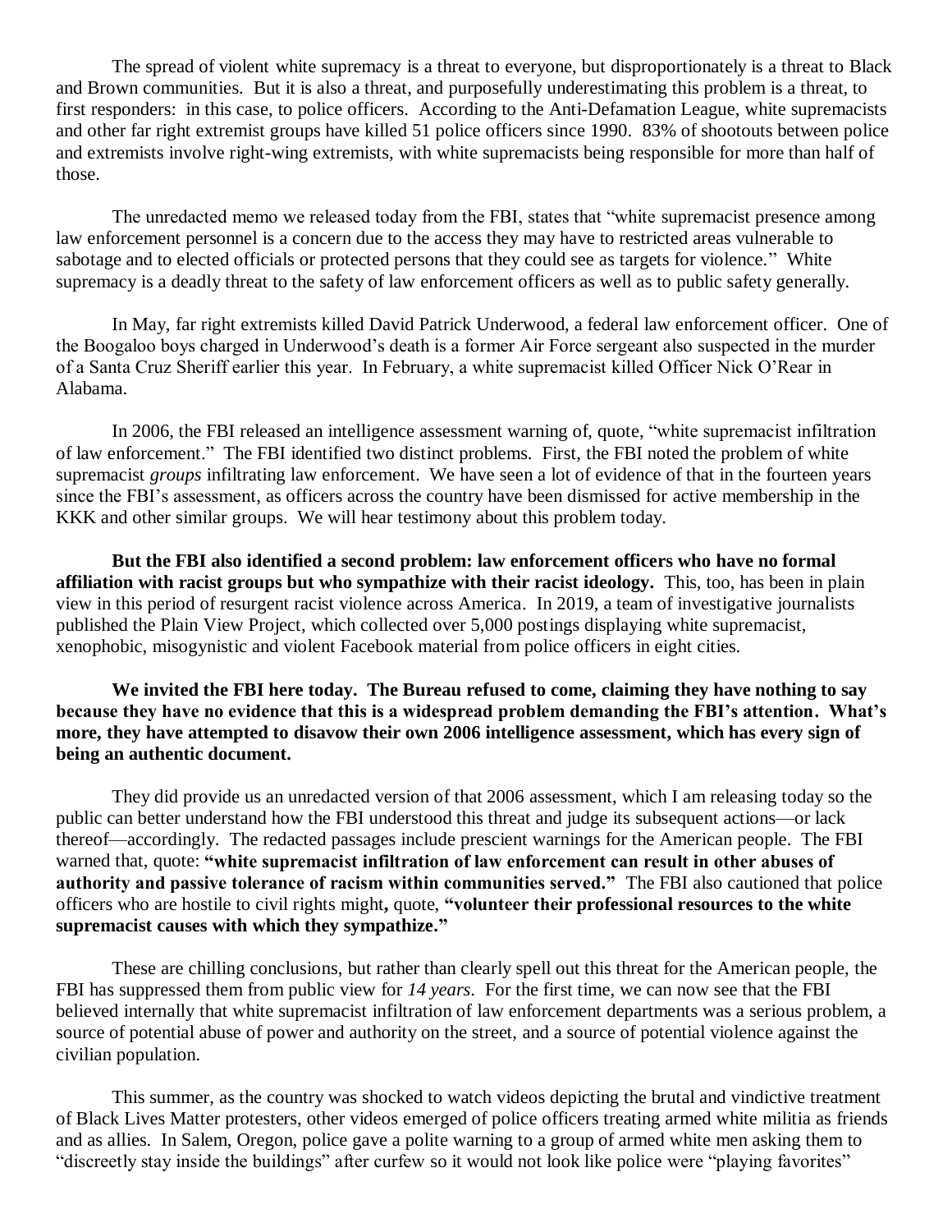The spread of violent white supremacy is a threat to everyone, but disproportionately is a threat to Black and Brown communities. But it is also a threat, and purposefully underestimating this problem is a threat, to first responders: in this case, to police officers. According to the Anti-Defamation League, white supremacists and other far right extremist groups have killed 51 police officers since 1990. 83% of shootouts between police and extremists involve right-wing extremists, with white supremacists being responsible for more than half of those.

The unredacted memo we released today from the FBI, states that "white supremacist presence among law enforcement personnel is a concern due to the access they may have to restricted areas vulnerable to sabotage and to elected officials or protected persons that they could see as targets for violence." White supremacy is a deadly threat to the safety of law enforcement officers as well as to public safety generally.

In May, far right extremists killed David Patrick Underwood, a federal law enforcement officer. One of the Boogaloo boys charged in Underwood's death is a former Air Force sergeant also suspected in the murder of a Santa Cruz Sheriff earlier this year. In February, a white supremacist killed Officer Nick O'Rear in Alabama.

In 2006, the FBI released an intelligence assessment warning of, quote, "white supremacist infiltration of law enforcement." The FBI identified two distinct problems. First, the FBI noted the problem of white supremacist *groups* infiltrating law enforcement. We have seen a lot of evidence of that in the fourteen years since the FBI's assessment, as officers across the country have been dismissed for active membership in the KKK and other similar groups. We will hear testimony about this problem today.

**But the FBI also identified a second problem: law enforcement officers who have no formal affiliation with racist groups but who sympathize with their racist ideology.** This, too, has been in plain view in this period of resurgent racist violence across America. In 2019, a team of investigative journalists published the Plain View Project, which collected over 5,000 postings displaying white supremacist, xenophobic, misogynistic and violent Facebook material from police officers in eight cities.

**We invited the FBI here today. The Bureau refused to come, claiming they have nothing to say because they have no evidence that this is a widespread problem demanding the FBI's attention. What's more, they have attempted to disavow their own 2006 intelligence assessment, which has every sign of being an authentic document.**

They did provide us an unredacted version of that 2006 assessment, which I am releasing today so the public can better understand how the FBI understood this threat and judge its subsequent actions—or lack thereof—accordingly. The redacted passages include prescient warnings for the American people. The FBI warned that, quote: **"white supremacist infiltration of law enforcement can result in other abuses of authority and passive tolerance of racism within communities served."** The FBI also cautioned that police officers who are hostile to civil rights might**,** quote, **"volunteer their professional resources to the white supremacist causes with which they sympathize."**

These are chilling conclusions, but rather than clearly spell out this threat for the American people, the FBI has suppressed them from public view for *14 years*. For the first time, we can now see that the FBI believed internally that white supremacist infiltration of law enforcement departments was a serious problem, a source of potential abuse of power and authority on the street, and a source of potential violence against the civilian population.

This summer, as the country was shocked to watch videos depicting the brutal and vindictive treatment of Black Lives Matter protesters, other videos emerged of police officers treating armed white militia as friends and as allies. In Salem, Oregon, police gave a polite warning to a group of armed white men asking them to "discreetly stay inside the buildings" after curfew so it would not look like police were "playing favorites"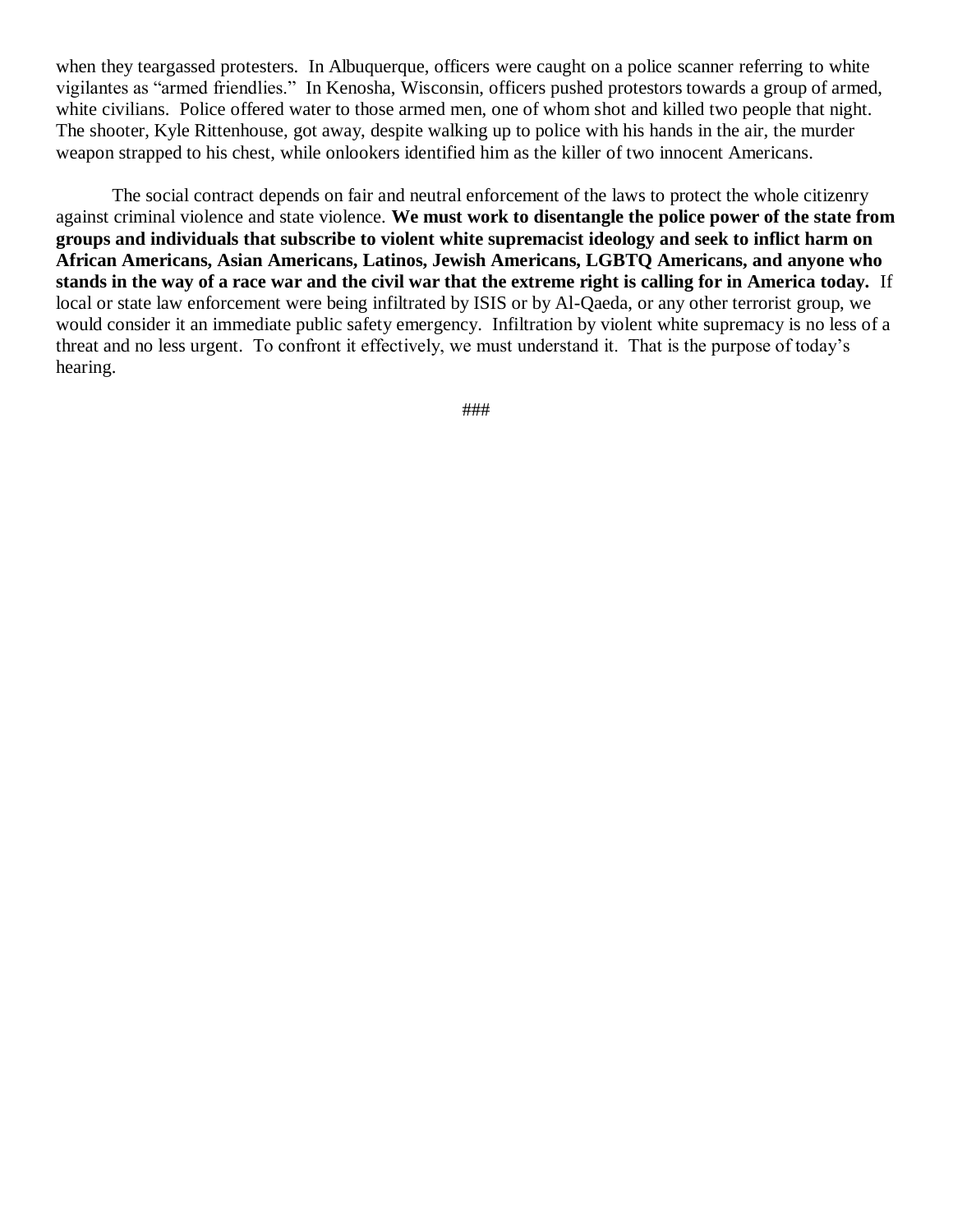when they teargassed protesters. In Albuquerque, officers were caught on a police scanner referring to white vigilantes as "armed friendlies." In Kenosha, Wisconsin, officers pushed protestors towards a group of armed, white civilians. Police offered water to those armed men, one of whom shot and killed two people that night. The shooter, Kyle Rittenhouse, got away, despite walking up to police with his hands in the air, the murder weapon strapped to his chest, while onlookers identified him as the killer of two innocent Americans.

The social contract depends on fair and neutral enforcement of the laws to protect the whole citizenry against criminal violence and state violence. **We must work to disentangle the police power of the state from groups and individuals that subscribe to violent white supremacist ideology and seek to inflict harm on African Americans, Asian Americans, Latinos, Jewish Americans, LGBTQ Americans, and anyone who stands in the way of a race war and the civil war that the extreme right is calling for in America today.** If local or state law enforcement were being infiltrated by ISIS or by Al-Qaeda, or any other terrorist group, we would consider it an immediate public safety emergency. Infiltration by violent white supremacy is no less of a threat and no less urgent. To confront it effectively, we must understand it. That is the purpose of today's hearing.

###